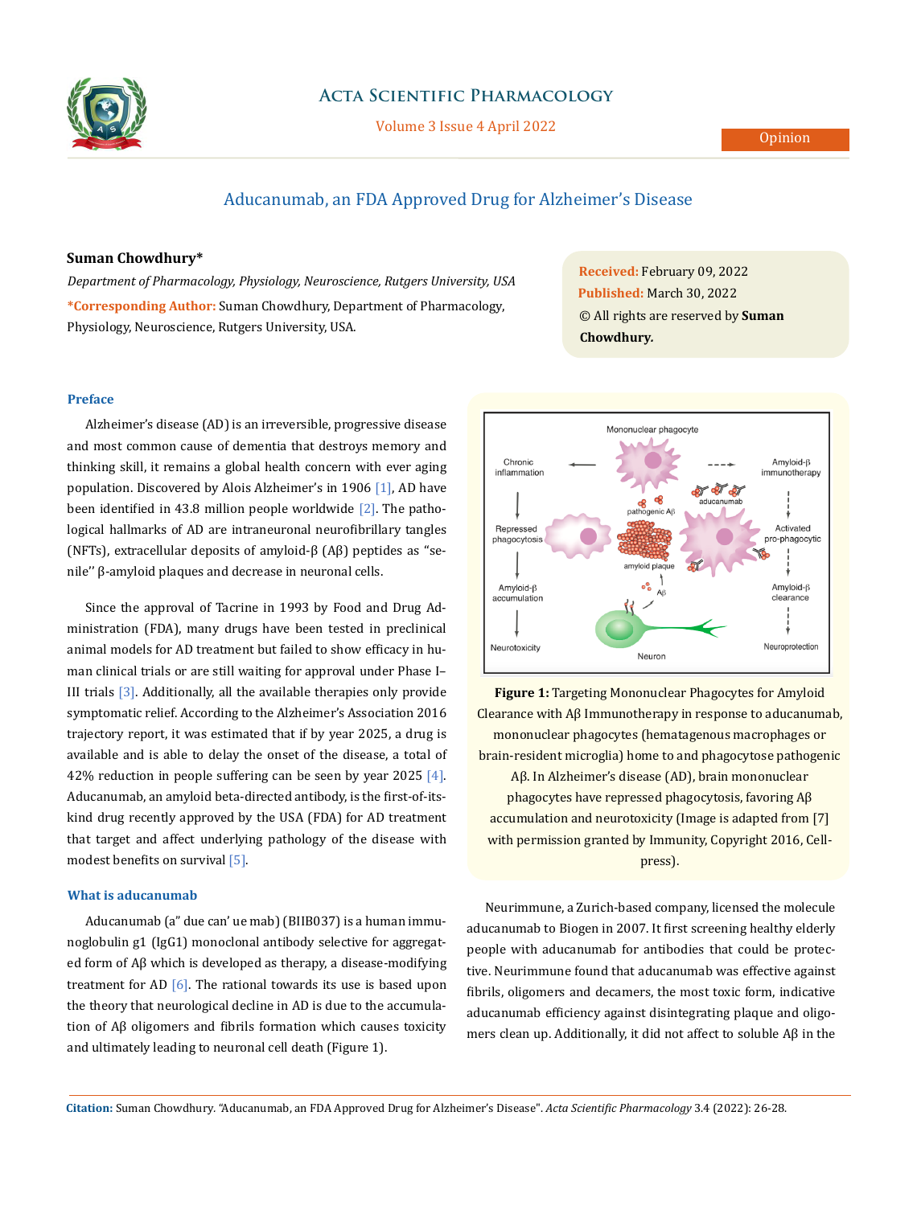# Aducanumab, an FDA Approved Drug for Alzheimer's Disease

**Suman Chowdhury***

*Department of Pharmacology, Physiology, Neuroscience, Rutgers University, USA*

***Corresponding Author:** Suman Chowdhury, Department of Pharmacology, Physiology, Neuroscience, Rutgers University, USA.

**Received:** February 09, 2022
**Published:** March 30, 2022
© All rights are reserved by **Suman Chowdhury.**

## Preface

Alzheimer's disease (AD) is an irreversible, progressive disease and most common cause of dementia that destroys memory and thinking skill, it remains a global health concern with ever aging population. Discovered by Alois Alzheimer's in 1906 [1], AD have been identified in 43.8 million people worldwide [2]. The pathological hallmarks of AD are intraneuronal neurofibrillary tangles (NFTs), extracellular deposits of amyloid-β (Aβ) peptides as "senile'' β-amyloid plaques and decrease in neuronal cells.

Since the approval of Tacrine in 1993 by Food and Drug Administration (FDA), many drugs have been tested in preclinical animal models for AD treatment but failed to show efficacy in human clinical trials or are still waiting for approval under Phase I–III trials [3]. Additionally, all the available therapies only provide symptomatic relief. According to the Alzheimer's Association 2016 trajectory report, it was estimated that if by year 2025, a drug is available and is able to delay the onset of the disease, a total of 42% reduction in people suffering can be seen by year 2025 [4]. Aducanumab, an amyloid beta-directed antibody, is the first-of-its-kind drug recently approved by the USA (FDA) for AD treatment that target and affect underlying pathology of the disease with modest benefits on survival [5].

## What is aducanumab

Aducanumab (a" due can' ue mab) (BIIB037) is a human immunoglobulin g1 (IgG1) monoclonal antibody selective for aggregated form of Aβ which is developed as therapy, a disease-modifying treatment for AD [6]. The rational towards its use is based upon the theory that neurological decline in AD is due to the accumulation of Aβ oligomers and fibrils formation which causes toxicity and ultimately leading to neuronal cell death (Figure 1).

**Figure 1:** Targeting Mononuclear Phagocytes for Amyloid Clearance with Aβ Immunotherapy in response to aducanumab, mononuclear phagocytes (hematagenous macrophages or brain-resident microglia) home to and phagocytose pathogenic Aβ. In Alzheimer's disease (AD), brain mononuclear phagocytes have repressed phagocytosis, favoring Aβ accumulation and neurotoxicity (Image is adapted from [7] with permission granted by Immunity, Copyright 2016, Cell-press).

Neurimmune, a Zurich-based company, licensed the molecule aducanumab to Biogen in 2007. It first screening healthy elderly people with aducanumab for antibodies that could be protective. Neurimmune found that aducanumab was effective against fibrils, oligomers and decamers, the most toxic form, indicative aducanumab efficiency against disintegrating plaque and oligomers clean up. Additionally, it did not affect to soluble Aβ in the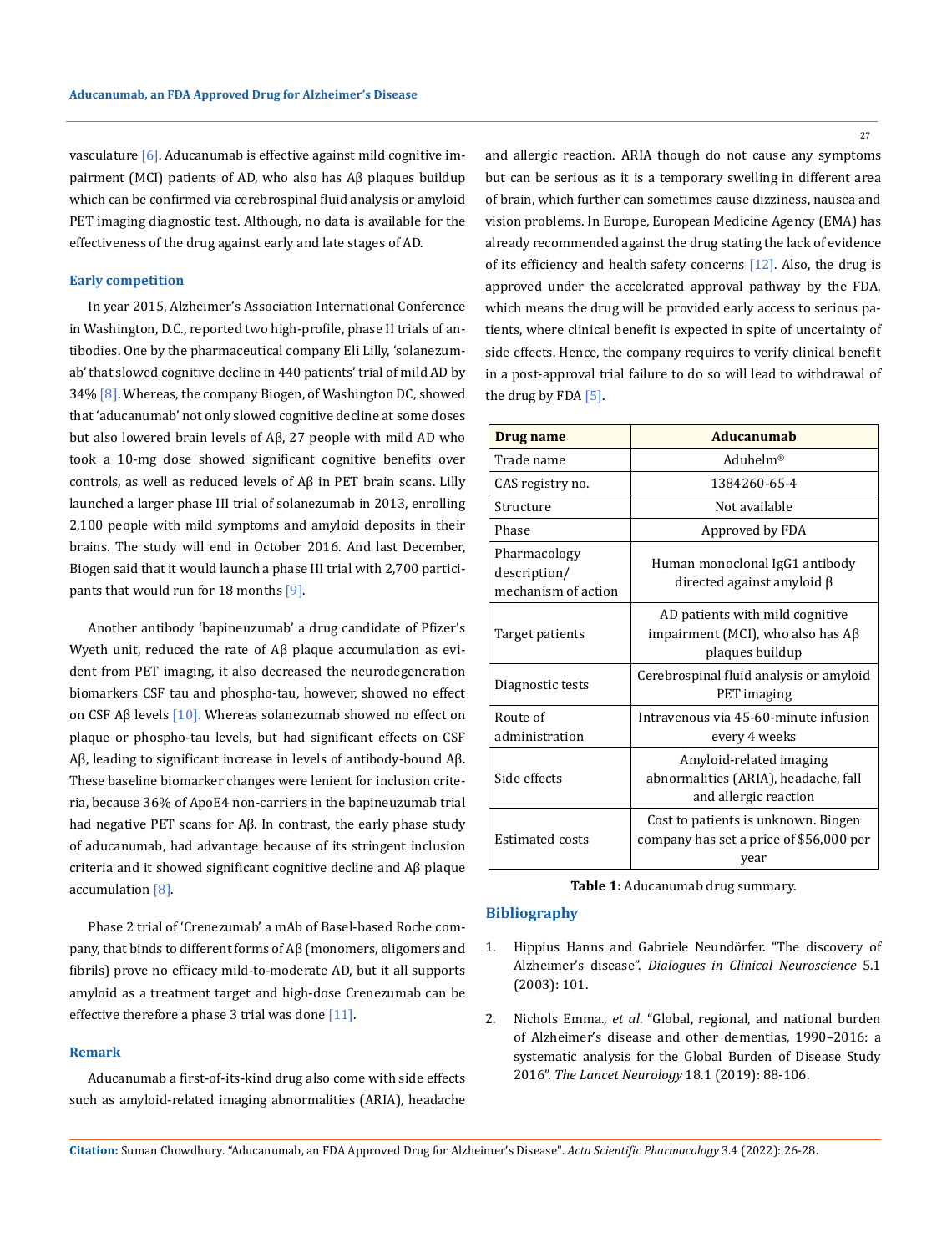vasculature [6]. Aducanumab is effective against mild cognitive impairment (MCI) patients of AD, who also has Aβ plaques buildup which can be confirmed via cerebrospinal fluid analysis or amyloid PET imaging diagnostic test. Although, no data is available for the effectiveness of the drug against early and late stages of AD.

### Early competition

In year 2015, Alzheimer's Association International Conference in Washington, D.C., reported two high-profile, phase II trials of antibodies. One by the pharmaceutical company Eli Lilly, 'solanezumab' that slowed cognitive decline in 440 patients' trial of mild AD by 34% [8]. Whereas, the company Biogen, of Washington DC, showed that 'aducanumab' not only slowed cognitive decline at some doses but also lowered brain levels of Aβ, 27 people with mild AD who took a 10-mg dose showed significant cognitive benefits over controls, as well as reduced levels of Aβ in PET brain scans. Lilly launched a larger phase III trial of solanezumab in 2013, enrolling 2,100 people with mild symptoms and amyloid deposits in their brains. The study will end in October 2016. And last December, Biogen said that it would launch a phase III trial with 2,700 participants that would run for 18 months [9].

Another antibody 'bapineuzumab' a drug candidate of Pfizer's Wyeth unit, reduced the rate of Aβ plaque accumulation as evident from PET imaging, it also decreased the neurodegeneration biomarkers CSF tau and phospho-tau, however, showed no effect on CSF Aβ levels [10]. Whereas solanezumab showed no effect on plaque or phospho-tau levels, but had significant effects on CSF Aβ, leading to significant increase in levels of antibody-bound Aβ. These baseline biomarker changes were lenient for inclusion criteria, because 36% of ApoE4 non-carriers in the bapineuzumab trial had negative PET scans for Aβ. In contrast, the early phase study of aducanumab, had advantage because of its stringent inclusion criteria and it showed significant cognitive decline and Aβ plaque accumulation [8].

Phase 2 trial of 'Crenezumab' a mAb of Basel-based Roche company, that binds to different forms of Aβ (monomers, oligomers and fibrils) prove no efficacy mild-to-moderate AD, but it all supports amyloid as a treatment target and high-dose Crenezumab can be effective therefore a phase 3 trial was done [11].

### Remark

Aducanumab a first-of-its-kind drug also come with side effects such as amyloid-related imaging abnormalities (ARIA), headache and allergic reaction. ARIA though do not cause any symptoms but can be serious as it is a temporary swelling in different area of brain, which further can sometimes cause dizziness, nausea and vision problems. In Europe, European Medicine Agency (EMA) has already recommended against the drug stating the lack of evidence of its efficiency and health safety concerns [12]. Also, the drug is approved under the accelerated approval pathway by the FDA, which means the drug will be provided early access to serious patients, where clinical benefit is expected in spite of uncertainty of side effects. Hence, the company requires to verify clinical benefit in a post-approval trial failure to do so will lead to withdrawal of the drug by FDA [5].

| Drug name | Aducanumab |
| --- | --- |
| Trade name | Aduhelm® |
| CAS registry no. | 1384260-65-4 |
| Structure | Not available |
| Phase | Approved by FDA |
| Pharmacology description/ mechanism of action | Human monoclonal IgG1 antibody directed against amyloid β |
| Target patients | AD patients with mild cognitive impairment (MCI), who also has Aβ plaques buildup |
| Diagnostic tests | Cerebrospinal fluid analysis or amyloid PET imaging |
| Route of administration | Intravenous via 45-60-minute infusion every 4 weeks |
| Side effects | Amyloid-related imaging abnormalities (ARIA), headache, fall and allergic reaction |
| Estimated costs | Cost to patients is unknown. Biogen company has set a price of $56,000 per year |

**Table 1:** Aducanumab drug summary.

## Bibliography

1. Hippius Hanns and Gabriele Neundörfer. "The discovery of Alzheimer's disease". *Dialogues in Clinical Neuroscience* 5.1 (2003): 101.
2. Nichols Emma., *et al*. "Global, regional, and national burden of Alzheimer's disease and other dementias, 1990–2016: a systematic analysis for the Global Burden of Disease Study 2016". *The Lancet Neurology* 18.1 (2019): 88-106.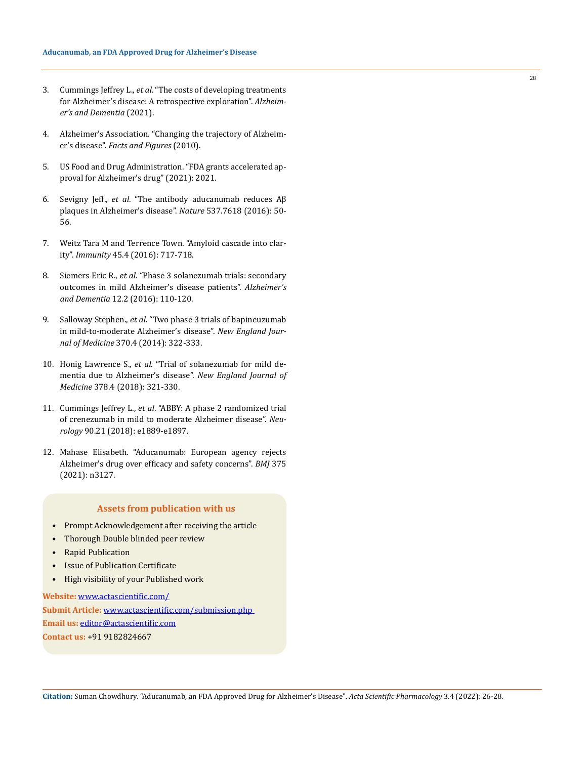3. Cummings Jeffrey L., *et al*. "The costs of developing treatments for Alzheimer's disease: A retrospective exploration". *Alzheimer's and Dementia* (2021).

4. Alzheimer's Association. "Changing the trajectory of Alzheimer's disease". *Facts and Figures* (2010).

5. US Food and Drug Administration. "FDA grants accelerated approval for Alzheimer's drug" (2021): 2021.

6. Sevigny Jeff., *et al*. "The antibody aducanumab reduces Aβ plaques in Alzheimer's disease". *Nature* 537.7618 (2016): 50-56.

7. Weitz Tara M and Terrence Town. "Amyloid cascade into clarity". *Immunity* 45.4 (2016): 717-718.

8. Siemers Eric R., *et al*. "Phase 3 solanezumab trials: secondary outcomes in mild Alzheimer's disease patients". *Alzheimer's and Dementia* 12.2 (2016): 110-120.

9. Salloway Stephen., *et al*. "Two phase 3 trials of bapineuzumab in mild-to-moderate Alzheimer's disease". *New England Journal of Medicine* 370.4 (2014): 322-333.

10. Honig Lawrence S., *et al*. "Trial of solanezumab for mild dementia due to Alzheimer's disease". *New England Journal of Medicine* 378.4 (2018): 321-330.

11. Cummings Jeffrey L., *et al*. "ABBY: A phase 2 randomized trial of crenezumab in mild to moderate Alzheimer disease". *Neurology* 90.21 (2018): e1889-e1897.

12. Mahase Elisabeth. "Aducanumab: European agency rejects Alzheimer's drug over efficacy and safety concerns". *BMJ* 375 (2021): n3127.

**Assets from publication with us**

- Prompt Acknowledgement after receiving the article
- Thorough Double blinded peer review
- Rapid Publication
- Issue of Publication Certificate
- High visibility of your Published work

**Website:** www.actascientific.com/
**Submit Article:** www.actascientific.com/submission.php
**Email us:** editor@actascientific.com
**Contact us:** +91 9182824667

**Citation:** Suman Chowdhury. "Aducanumab, an FDA Approved Drug for Alzheimer's Disease". *Acta Scientific Pharmacology* 3.4 (2022): 26-28.